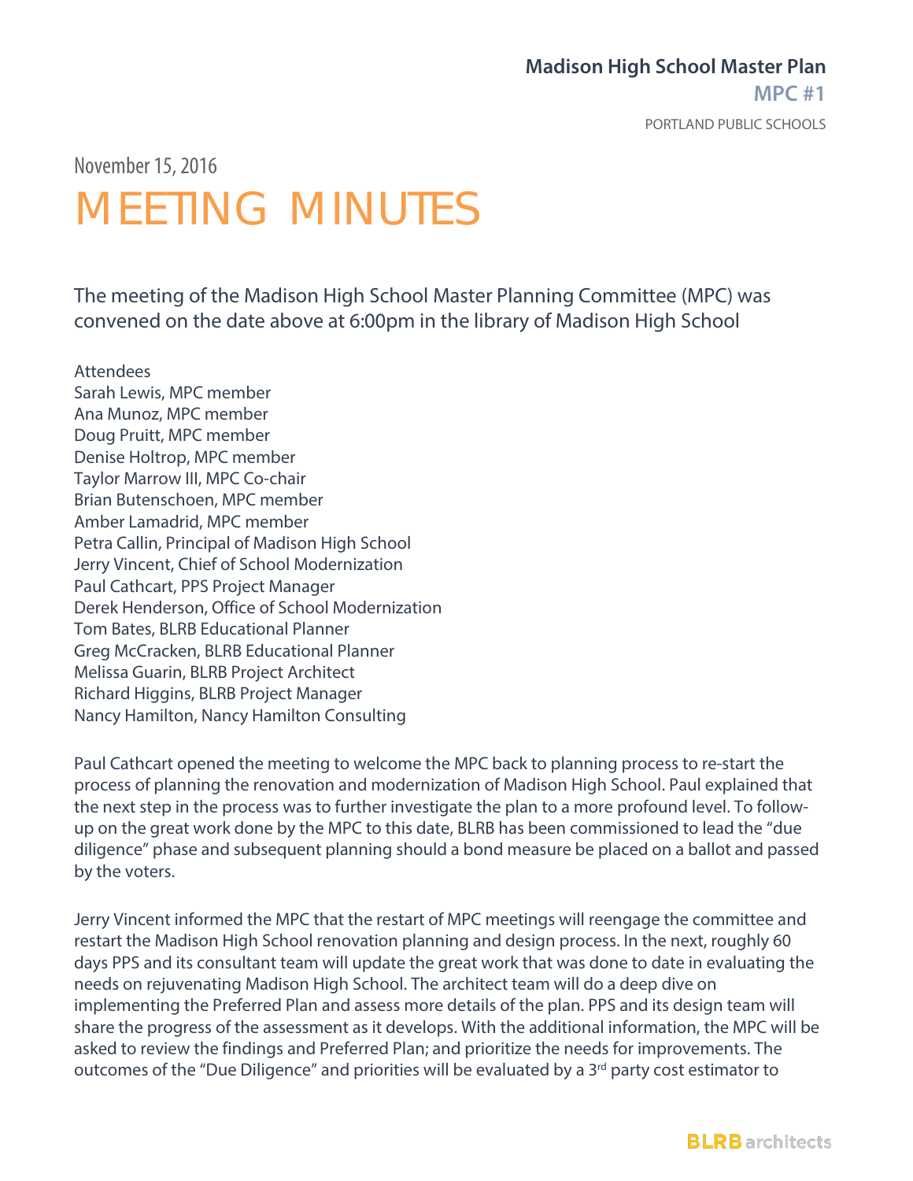# Madison High School Master Plan

## MPC #1

PORTLAND PUBLIC SCHOOLS

November 15, 2016

# MEETING MINUTES

The meeting of the Madison High School Master Planning Committee (MPC) was convened on the date above at 6:00pm in the library of Madison High School

Attendees
Sarah Lewis, MPC member
Ana Munoz, MPC member
Doug Pruitt, MPC member
Denise Holtrop, MPC member
Taylor Marrow III, MPC Co-chair
Brian Butenschoen, MPC member
Amber Lamadrid, MPC member
Petra Callin, Principal of Madison High School
Jerry Vincent, Chief of School Modernization
Paul Cathcart, PPS Project Manager
Derek Henderson, Office of School Modernization
Tom Bates, BLRB Educational Planner
Greg McCracken, BLRB Educational Planner
Melissa Guarin, BLRB Project Architect
Richard Higgins, BLRB Project Manager
Nancy Hamilton, Nancy Hamilton Consulting

Paul Cathcart opened the meeting to welcome the MPC back to planning process to re-start the process of planning the renovation and modernization of Madison High School. Paul explained that the next step in the process was to further investigate the plan to a more profound level. To follow-up on the great work done by the MPC to this date, BLRB has been commissioned to lead the "due diligence" phase and subsequent planning should a bond measure be placed on a ballot and passed by the voters.

Jerry Vincent informed the MPC that the restart of MPC meetings will reengage the committee and restart the Madison High School renovation planning and design process. In the next, roughly 60 days PPS and its consultant team will update the great work that was done to date in evaluating the needs on rejuvenating Madison High School. The architect team will do a deep dive on implementing the Preferred Plan and assess more details of the plan. PPS and its design team will share the progress of the assessment as it develops. With the additional information, the MPC will be asked to review the findings and Preferred Plan; and prioritize the needs for improvements. The outcomes of the "Due Diligence" and priorities will be evaluated by a 3rd party cost estimator to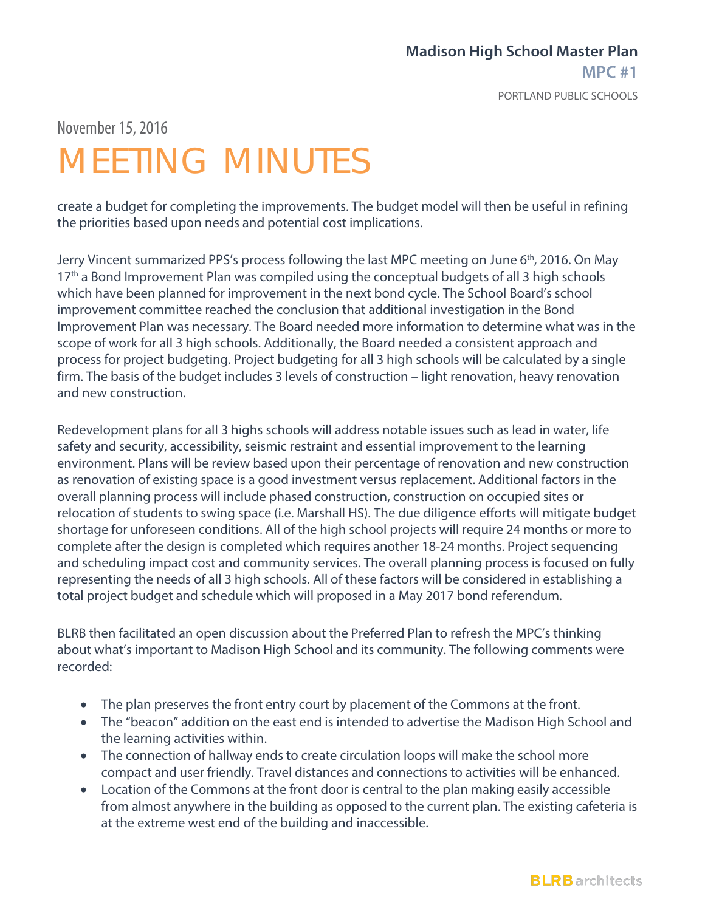create a budget for completing the improvements. The budget model will then be useful in refining the priorities based upon needs and potential cost implications.

Jerry Vincent summarized PPS's process following the last MPC meeting on June 6th, 2016. On May 17th a Bond Improvement Plan was compiled using the conceptual budgets of all 3 high schools which have been planned for improvement in the next bond cycle. The School Board's school improvement committee reached the conclusion that additional investigation in the Bond Improvement Plan was necessary. The Board needed more information to determine what was in the scope of work for all 3 high schools. Additionally, the Board needed a consistent approach and process for project budgeting. Project budgeting for all 3 high schools will be calculated by a single firm. The basis of the budget includes 3 levels of construction – light renovation, heavy renovation and new construction.

Redevelopment plans for all 3 highs schools will address notable issues such as lead in water, life safety and security, accessibility, seismic restraint and essential improvement to the learning environment. Plans will be review based upon their percentage of renovation and new construction as renovation of existing space is a good investment versus replacement. Additional factors in the overall planning process will include phased construction, construction on occupied sites or relocation of students to swing space (i.e. Marshall HS). The due diligence efforts will mitigate budget shortage for unforeseen conditions. All of the high school projects will require 24 months or more to complete after the design is completed which requires another 18-24 months. Project sequencing and scheduling impact cost and community services. The overall planning process is focused on fully representing the needs of all 3 high schools. All of these factors will be considered in establishing a total project budget and schedule which will proposed in a May 2017 bond referendum.

BLRB then facilitated an open discussion about the Preferred Plan to refresh the MPC's thinking about what's important to Madison High School and its community. The following comments were recorded:

- The plan preserves the front entry court by placement of the Commons at the front.
- The "beacon" addition on the east end is intended to advertise the Madison High School and the learning activities within.
- The connection of hallway ends to create circulation loops will make the school more compact and user friendly. Travel distances and connections to activities will be enhanced.
- Location of the Commons at the front door is central to the plan making easily accessible from almost anywhere in the building as opposed to the current plan. The existing cafeteria is at the extreme west end of the building and inaccessible.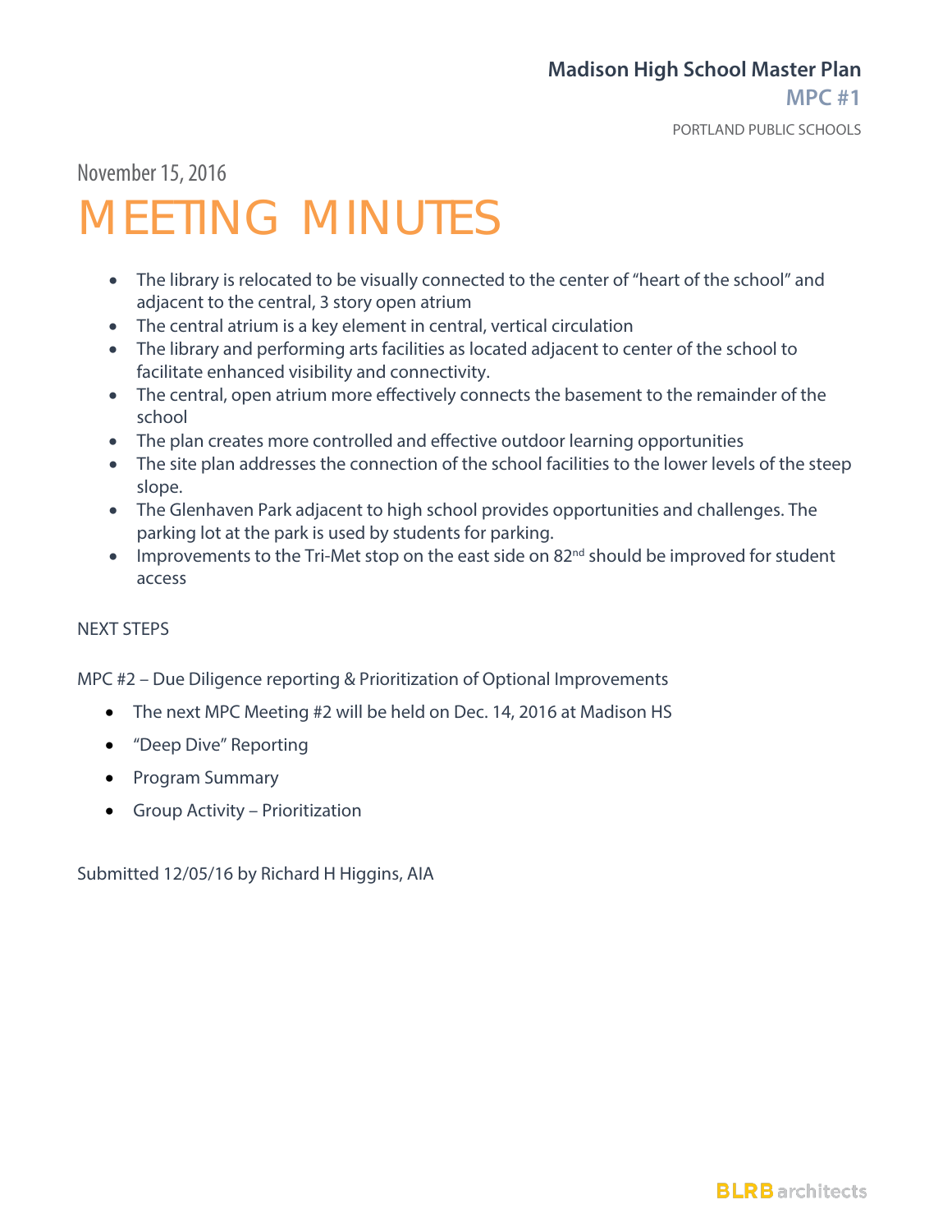November 15, 2016

# MEETING MINUTES

- The library is relocated to be visually connected to the center of "heart of the school" and adjacent to the central, 3 story open atrium
- The central atrium is a key element in central, vertical circulation
- The library and performing arts facilities as located adjacent to center of the school to facilitate enhanced visibility and connectivity.
- The central, open atrium more effectively connects the basement to the remainder of the school
- The plan creates more controlled and effective outdoor learning opportunities
- The site plan addresses the connection of the school facilities to the lower levels of the steep slope.
- The Glenhaven Park adjacent to high school provides opportunities and challenges. The parking lot at the park is used by students for parking.
- Improvements to the Tri-Met stop on the east side on 82nd should be improved for student access

NEXT STEPS

MPC #2 – Due Diligence reporting & Prioritization of Optional Improvements

- The next MPC Meeting #2 will be held on Dec. 14, 2016 at Madison HS
- "Deep Dive" Reporting
- Program Summary
- Group Activity – Prioritization

Submitted 12/05/16 by Richard H Higgins, AIA